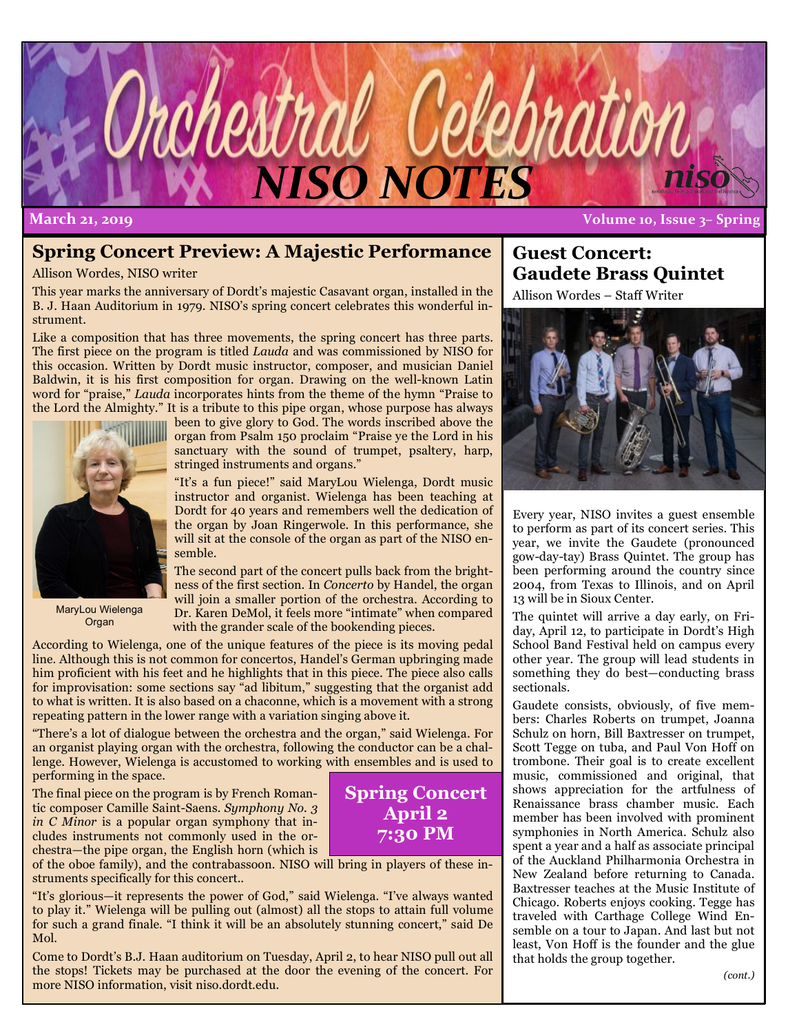# NISO NOTES

**March 21, 2019** — **Volume 10, Issue 3– Spring**

## Spring Concert Preview: A Majestic Performance

Allison Wordes, NISO writer

This year marks the anniversary of Dordt's majestic Casavant organ, installed in the B. J. Haan Auditorium in 1979. NISO's spring concert celebrates this wonderful instrument.

Like a composition that has three movements, the spring concert has three parts. The first piece on the program is titled *Lauda* and was commissioned by NISO for this occasion. Written by Dordt music instructor, composer, and musician Daniel Baldwin, it is his first composition for organ. Drawing on the well-known Latin word for "praise," *Lauda* incorporates hints from the theme of the hymn "Praise to the Lord the Almighty." It is a tribute to this pipe organ, whose purpose has always been to give glory to God. The words inscribed above the organ from Psalm 150 proclaim "Praise ye the Lord in his sanctuary with the sound of trumpet, psaltery, harp, stringed instruments and organs."

MaryLou Wielenga
Organ

"It's a fun piece!" said MaryLou Wielenga, Dordt music instructor and organist. Wielenga has been teaching at Dordt for 40 years and remembers well the dedication of the organ by Joan Ringerwole. In this performance, she will sit at the console of the organ as part of the NISO ensemble.

The second part of the concert pulls back from the brightness of the first section. In *Concerto* by Handel, the organ will join a smaller portion of the orchestra. According to Dr. Karen DeMol, it feels more "intimate" when compared with the grander scale of the bookending pieces.

According to Wielenga, one of the unique features of the piece is its moving pedal line. Although this is not common for concertos, Handel's German upbringing made him proficient with his feet and he highlights that in this piece. The piece also calls for improvisation: some sections say "ad libitum," suggesting that the organist add to what is written. It is also based on a chaconne, which is a movement with a strong repeating pattern in the lower range with a variation singing above it.

"There's a lot of dialogue between the orchestra and the organ," said Wielenga. For an organist playing organ with the orchestra, following the conductor can be a challenge. However, Wielenga is accustomed to working with ensembles and is used to performing in the space.

The final piece on the program is by French Romantic composer Camille Saint-Saens. *Symphony No. 3 in C Minor* is a popular organ symphony that includes instruments not commonly used in the orchestra—the pipe organ, the English horn (which is of the oboe family), and the contrabassoon. NISO will bring in players of these instruments specifically for this concert..

**Spring Concert**
**April 2**
**7:30 PM**

"It's glorious—it represents the power of God," said Wielenga. "I've always wanted to play it." Wielenga will be pulling out (almost) all the stops to attain full volume for such a grand finale. "I think it will be an absolutely stunning concert," said De Mol.

Come to Dordt's B.J. Haan auditorium on Tuesday, April 2, to hear NISO pull out all the stops! Tickets may be purchased at the door the evening of the concert. For more NISO information, visit niso.dordt.edu.

## Guest Concert: Gaudete Brass Quintet

Allison Wordes – Staff Writer

Every year, NISO invites a guest ensemble to perform as part of its concert series. This year, we invite the Gaudete (pronounced gow-day-tay) Brass Quintet. The group has been performing around the country since 2004, from Texas to Illinois, and on April 13 will be in Sioux Center.

The quintet will arrive a day early, on Friday, April 12, to participate in Dordt's High School Band Festival held on campus every other year. The group will lead students in something they do best—conducting brass sectionals.

Gaudete consists, obviously, of five members: Charles Roberts on trumpet, Joanna Schulz on horn, Bill Baxtresser on trumpet, Scott Tegge on tuba, and Paul Von Hoff on trombone. Their goal is to create excellent music, commissioned and original, that shows appreciation for the artfulness of Renaissance brass chamber music. Each member has been involved with prominent symphonies in North America. Schulz also spent a year and a half as associate principal of the Auckland Philharmonia Orchestra in New Zealand before returning to Canada. Baxtresser teaches at the Music Institute of Chicago. Roberts enjoys cooking. Tegge has traveled with Carthage College Wind Ensemble on a tour to Japan. And last but not least, Von Hoff is the founder and the glue that holds the group together.

*(cont.)*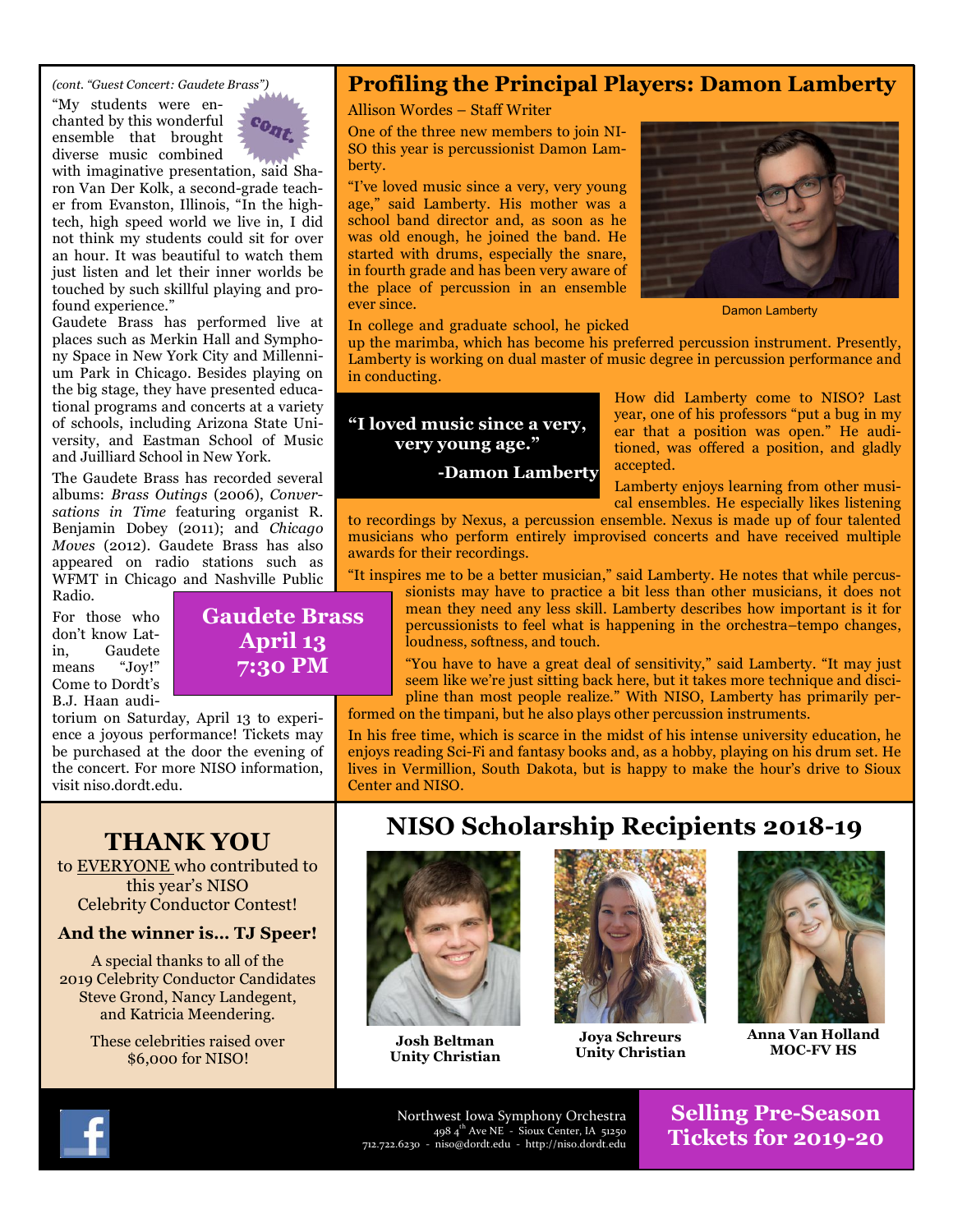*(cont. "Guest Concert: Gaudete Brass")*

"My students were enchanted by this wonderful ensemble that brought diverse music combined with imaginative presentation, said Sharon Van Der Kolk, a second-grade teacher from Evanston, Illinois, "In the high-tech, high speed world we live in, I did not think my students could sit for over an hour. It was beautiful to watch them just listen and let their inner worlds be touched by such skillful playing and profound experience."

Gaudete Brass has performed live at places such as Merkin Hall and Symphony Space in New York City and Millennium Park in Chicago. Besides playing on the big stage, they have presented educational programs and concerts at a variety of schools, including Arizona State University, and Eastman School of Music and Juilliard School in New York.

The Gaudete Brass has recorded several albums: *Brass Outings* (2006), *Conversations in Time* featuring organist R. Benjamin Dobey (2011); and *Chicago Moves* (2012). Gaudete Brass has also appeared on radio stations such as WFMT in Chicago and Nashville Public Radio.

For those who don't know Latin, Gaudete means "Joy!" Come to Dordt's B.J. Haan auditorium on Saturday, April 13 to experience a joyous performance! Tickets may be purchased at the door the evening of the concert. For more NISO information, visit niso.dordt.edu.

**Gaudete Brass**
**April 13**
**7:30 PM**

## Profiling the Principal Players: Damon Lamberty

Allison Wordes – Staff Writer

One of the three new members to join NISO this year is percussionist Damon Lamberty.

"I've loved music since a very, very young age," said Lamberty. His mother was a school band director and, as soon as he was old enough, he joined the band. He started with drums, especially the snare, in fourth grade and has been very aware of the place of percussion in an ensemble ever since.

Damon Lamberty

In college and graduate school, he picked up the marimba, which has become his preferred percussion instrument. Presently, Lamberty is working on dual master of music degree in percussion performance and in conducting.

**"I loved music since a very, very young age."**
**-Damon Lamberty**

How did Lamberty come to NISO? Last year, one of his professors "put a bug in my ear that a position was open." He auditioned, was offered a position, and gladly accepted.

Lamberty enjoys learning from other musical ensembles. He especially likes listening to recordings by Nexus, a percussion ensemble. Nexus is made up of four talented musicians who perform entirely improvised concerts and have received multiple awards for their recordings.

"It inspires me to be a better musician," said Lamberty. He notes that while percussionists may have to practice a bit less than other musicians, it does not mean they need any less skill. Lamberty describes how important is it for percussionists to feel what is happening in the orchestra–tempo changes, loudness, softness, and touch.

"You have to have a great deal of sensitivity," said Lamberty. "It may just seem like we're just sitting back here, but it takes more technique and discipline than most people realize." With NISO, Lamberty has primarily performed on the timpani, but he also plays other percussion instruments.

In his free time, which is scarce in the midst of his intense university education, he enjoys reading Sci-Fi and fantasy books and, as a hobby, playing on his drum set. He lives in Vermillion, South Dakota, but is happy to make the hour's drive to Sioux Center and NISO.

## THANK YOU

to EVERYONE who contributed to this year's NISO Celebrity Conductor Contest!

**And the winner is... TJ Speer!**

A special thanks to all of the 2019 Celebrity Conductor Candidates Steve Grond, Nancy Landegent, and Katricia Meendering.

These celebrities raised over $6,000 for NISO!

## NISO Scholarship Recipients 2018-19

**Josh Beltman**
**Unity Christian**

**Joya Schreurs**
**Unity Christian**

**Anna Van Holland**
**MOC-FV HS**

Northwest Iowa Symphony Orchestra
498 4th Ave NE - Sioux Center, IA 51250
712.722.6230 - niso@dordt.edu - http://niso.dordt.edu

**Selling Pre-Season Tickets for 2019-20**